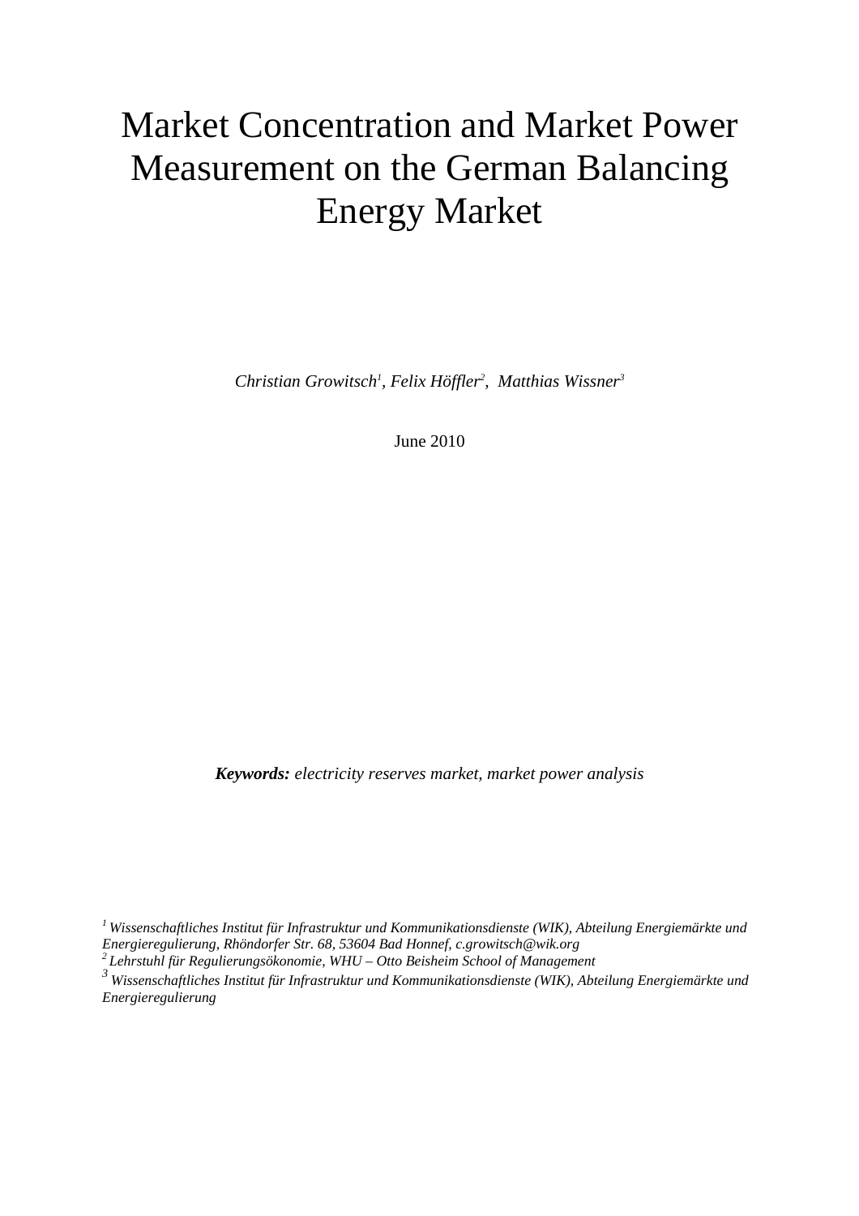# Market Concentration and Market Power Measurement on the German Balancing Energy Market

*Christian Growitsch[1], Felix Höffler[2], Matthias Wissner[3]*

June 2010

***Keywords:*** *electricity reserves market, market power analysis*

*[1] Wissenschaftliches Institut für Infrastruktur und Kommunikationsdienste (WIK), Abteilung Energiemärkte und Energieregulierung, Rhöndorfer Str. 68, 53604 Bad Honnef, c.growitsch@wik.org*
*[2] Lehrstuhl für Regulierungsökonomie, WHU – Otto Beisheim School of Management*
*[3] Wissenschaftliches Institut für Infrastruktur und Kommunikationsdienste (WIK), Abteilung Energiemärkte und Energieregulierung*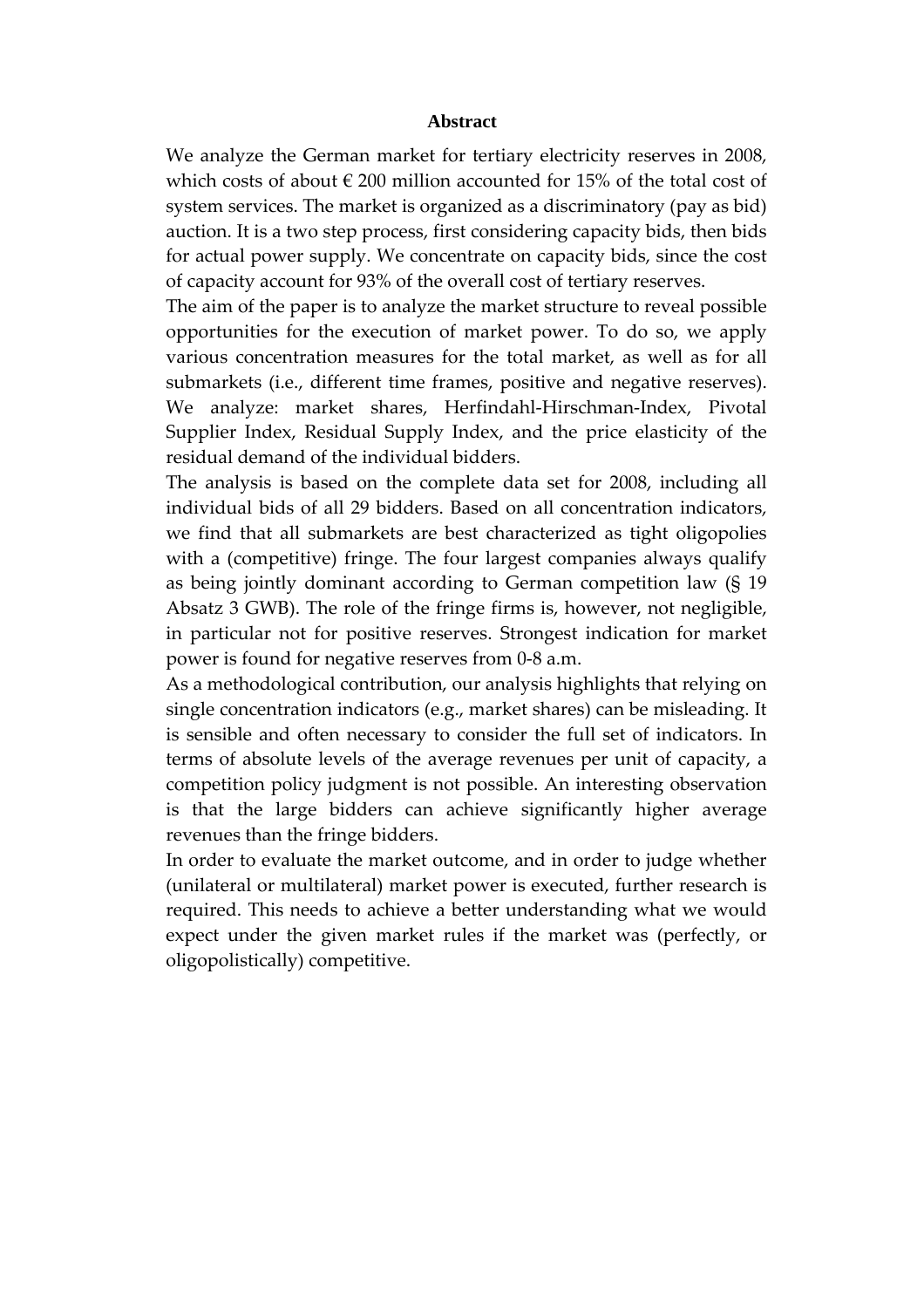**Abstract**

We analyze the German market for tertiary electricity reserves in 2008, which costs of about € 200 million accounted for 15% of the total cost of system services. The market is organized as a discriminatory (pay as bid) auction. It is a two step process, first considering capacity bids, then bids for actual power supply. We concentrate on capacity bids, since the cost of capacity account for 93% of the overall cost of tertiary reserves.

The aim of the paper is to analyze the market structure to reveal possible opportunities for the execution of market power. To do so, we apply various concentration measures for the total market, as well as for all submarkets (i.e., different time frames, positive and negative reserves). We analyze: market shares, Herfindahl-Hirschman-Index, Pivotal Supplier Index, Residual Supply Index, and the price elasticity of the residual demand of the individual bidders.

The analysis is based on the complete data set for 2008, including all individual bids of all 29 bidders. Based on all concentration indicators, we find that all submarkets are best characterized as tight oligopolies with a (competitive) fringe. The four largest companies always qualify as being jointly dominant according to German competition law (§ 19 Absatz 3 GWB). The role of the fringe firms is, however, not negligible, in particular not for positive reserves. Strongest indication for market power is found for negative reserves from 0-8 a.m.

As a methodological contribution, our analysis highlights that relying on single concentration indicators (e.g., market shares) can be misleading. It is sensible and often necessary to consider the full set of indicators. In terms of absolute levels of the average revenues per unit of capacity, a competition policy judgment is not possible. An interesting observation is that the large bidders can achieve significantly higher average revenues than the fringe bidders.

In order to evaluate the market outcome, and in order to judge whether (unilateral or multilateral) market power is executed, further research is required. This needs to achieve a better understanding what we would expect under the given market rules if the market was (perfectly, or oligopolistically) competitive.